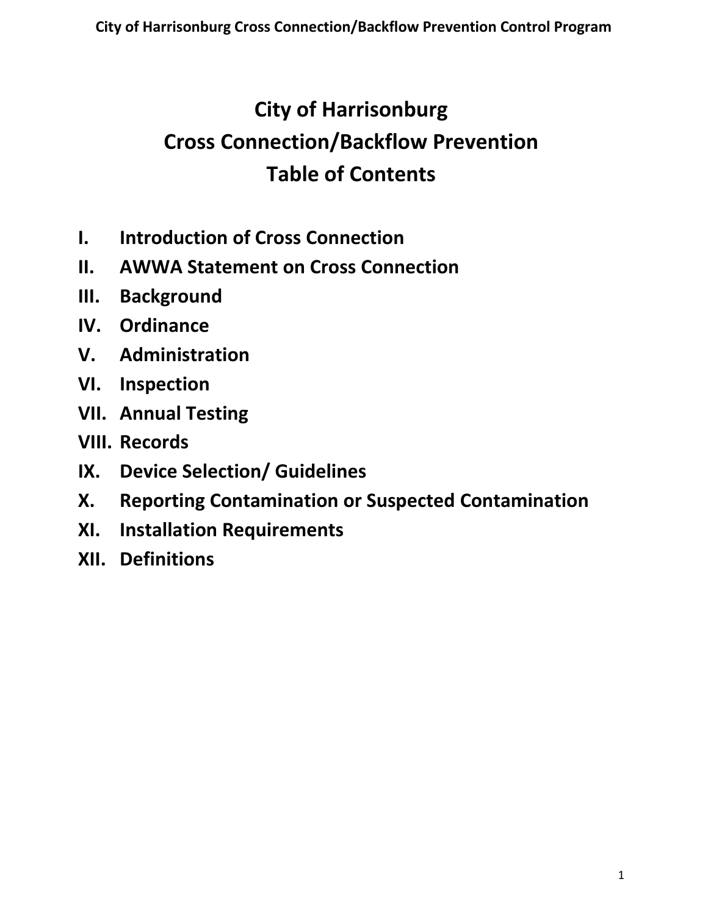# City of Harrisonburg
# Cross Connection/Backflow Prevention
# Table of Contents

- **I. Introduction of Cross Connection**
- **II. AWWA Statement on Cross Connection**
- **III. Background**
- **IV. Ordinance**
- **V. Administration**
- **VI. Inspection**
- **VII. Annual Testing**
- **VIII. Records**
- **IX. Device Selection/ Guidelines**
- **X. Reporting Contamination or Suspected Contamination**
- **XI. Installation Requirements**
- **XII. Definitions**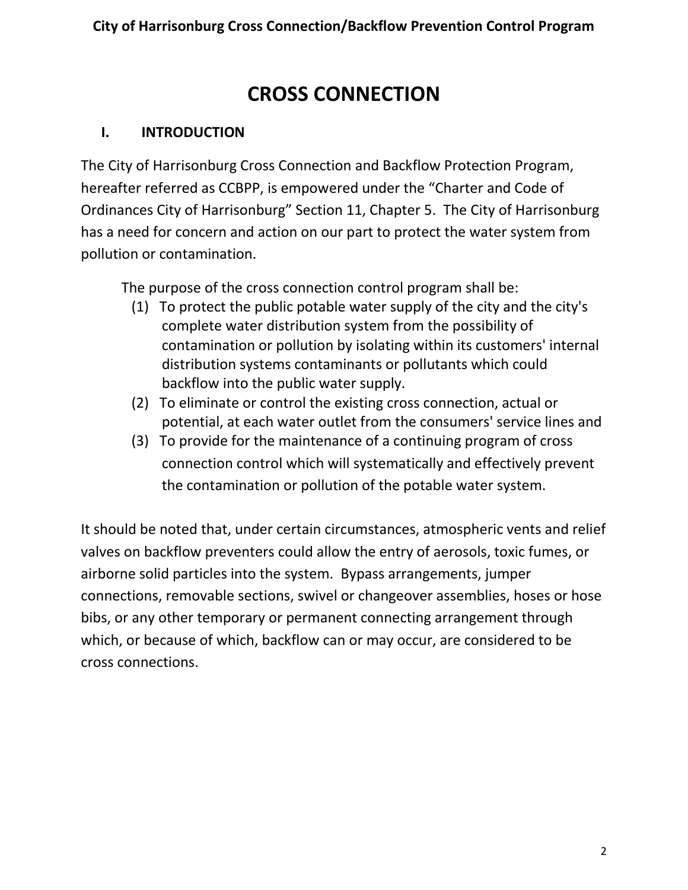# CROSS CONNECTION

## I. INTRODUCTION

The City of Harrisonburg Cross Connection and Backflow Protection Program, hereafter referred as CCBPP, is empowered under the "Charter and Code of Ordinances City of Harrisonburg" Section 11, Chapter 5. The City of Harrisonburg has a need for concern and action on our part to protect the water system from pollution or contamination.

The purpose of the cross connection control program shall be:

(1) To protect the public potable water supply of the city and the city's complete water distribution system from the possibility of contamination or pollution by isolating within its customers' internal distribution systems contaminants or pollutants which could backflow into the public water supply.

(2) To eliminate or control the existing cross connection, actual or potential, at each water outlet from the consumers' service lines and

(3) To provide for the maintenance of a continuing program of cross connection control which will systematically and effectively prevent the contamination or pollution of the potable water system.

It should be noted that, under certain circumstances, atmospheric vents and relief valves on backflow preventers could allow the entry of aerosols, toxic fumes, or airborne solid particles into the system. Bypass arrangements, jumper connections, removable sections, swivel or changeover assemblies, hoses or hose bibs, or any other temporary or permanent connecting arrangement through which, or because of which, backflow can or may occur, are considered to be cross connections.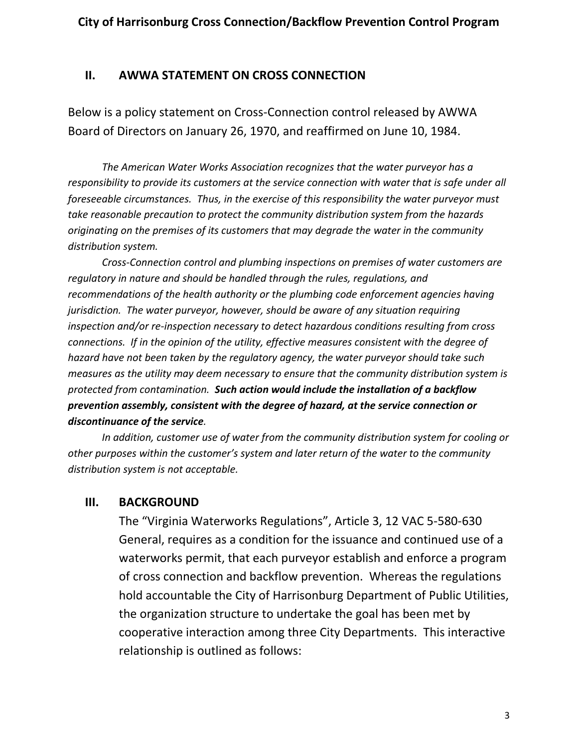## II. AWWA STATEMENT ON CROSS CONNECTION

Below is a policy statement on Cross-Connection control released by AWWA Board of Directors on January 26, 1970, and reaffirmed on June 10, 1984.

*The American Water Works Association recognizes that the water purveyor has a responsibility to provide its customers at the service connection with water that is safe under all foreseeable circumstances. Thus, in the exercise of this responsibility the water purveyor must take reasonable precaution to protect the community distribution system from the hazards originating on the premises of its customers that may degrade the water in the community distribution system.*

*Cross-Connection control and plumbing inspections on premises of water customers are regulatory in nature and should be handled through the rules, regulations, and recommendations of the health authority or the plumbing code enforcement agencies having jurisdiction. The water purveyor, however, should be aware of any situation requiring inspection and/or re-inspection necessary to detect hazardous conditions resulting from cross connections. If in the opinion of the utility, effective measures consistent with the degree of hazard have not been taken by the regulatory agency, the water purveyor should take such measures as the utility may deem necessary to ensure that the community distribution system is protected from contamination.* ***Such action would include the installation of a backflow prevention assembly, consistent with the degree of hazard, at the service connection or discontinuance of the service****.*

*In addition, customer use of water from the community distribution system for cooling or other purposes within the customer's system and later return of the water to the community distribution system is not acceptable.*

## III. BACKGROUND

The "Virginia Waterworks Regulations", Article 3, 12 VAC 5-580-630 General, requires as a condition for the issuance and continued use of a waterworks permit, that each purveyor establish and enforce a program of cross connection and backflow prevention. Whereas the regulations hold accountable the City of Harrisonburg Department of Public Utilities, the organization structure to undertake the goal has been met by cooperative interaction among three City Departments. This interactive relationship is outlined as follows: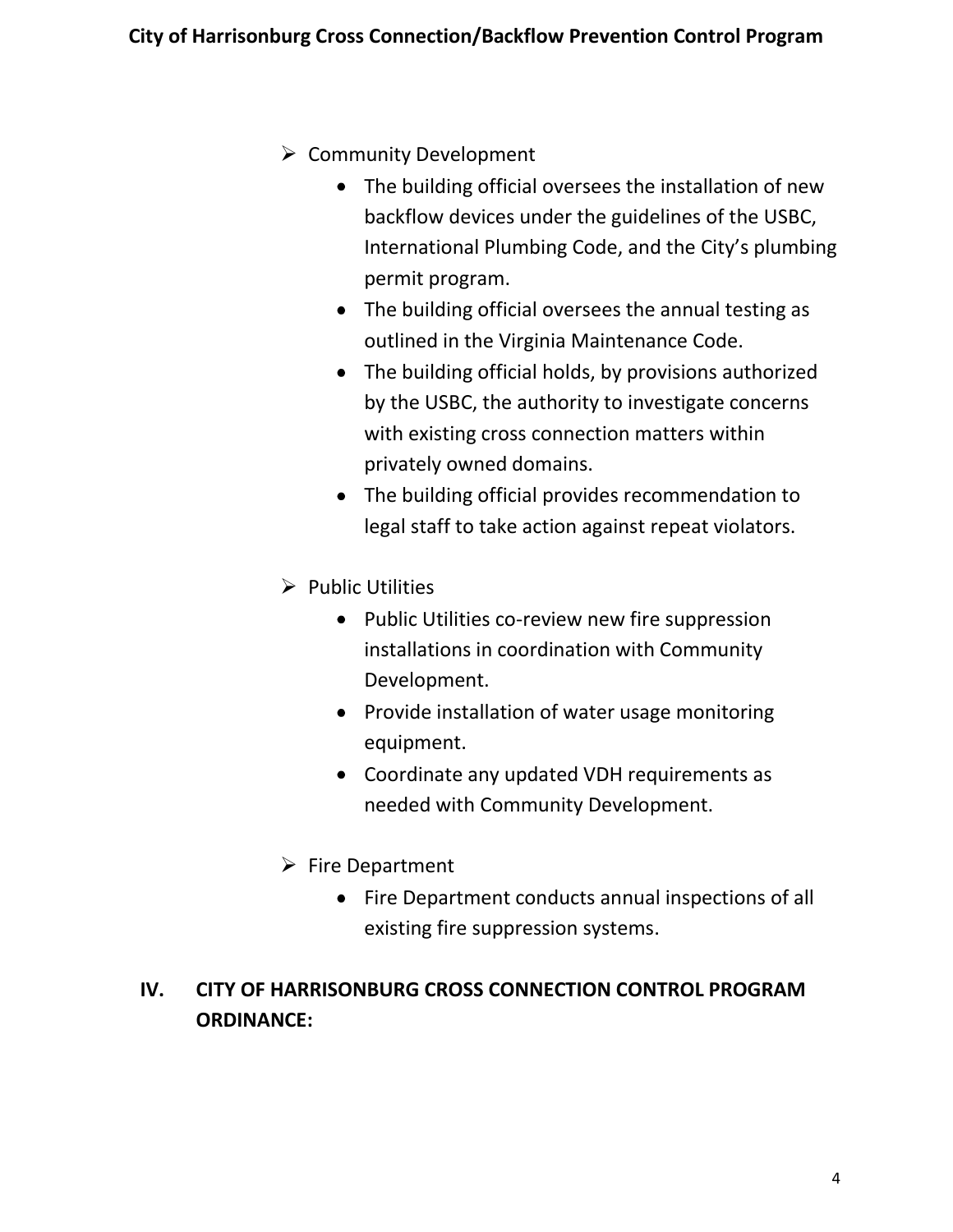- Community Development
  - The building official oversees the installation of new backflow devices under the guidelines of the USBC, International Plumbing Code, and the City's plumbing permit program.
  - The building official oversees the annual testing as outlined in the Virginia Maintenance Code.
  - The building official holds, by provisions authorized by the USBC, the authority to investigate concerns with existing cross connection matters within privately owned domains.
  - The building official provides recommendation to legal staff to take action against repeat violators.

- Public Utilities
  - Public Utilities co-review new fire suppression installations in coordination with Community Development.
  - Provide installation of water usage monitoring equipment.
  - Coordinate any updated VDH requirements as needed with Community Development.

- Fire Department
  - Fire Department conducts annual inspections of all existing fire suppression systems.

## IV. CITY OF HARRISONBURG CROSS CONNECTION CONTROL PROGRAM ORDINANCE: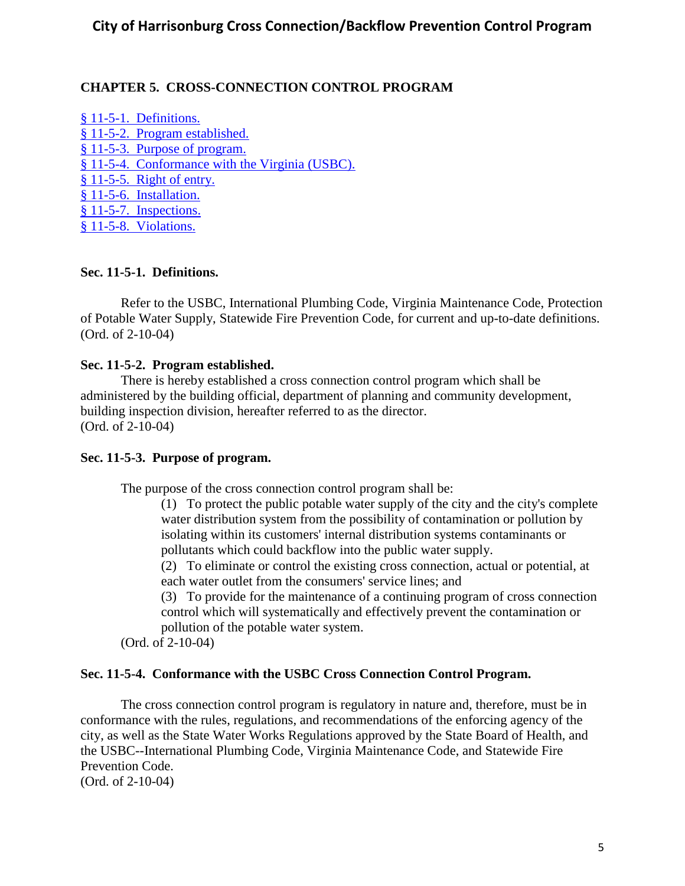## CHAPTER 5. CROSS-CONNECTION CONTROL PROGRAM

§ 11-5-1. Definitions.
§ 11-5-2. Program established.
§ 11-5-3. Purpose of program.
§ 11-5-4. Conformance with the Virginia (USBC).
§ 11-5-5. Right of entry.
§ 11-5-6. Installation.
§ 11-5-7. Inspections.
§ 11-5-8. Violations.

### Sec. 11-5-1. Definitions.

Refer to the USBC, International Plumbing Code, Virginia Maintenance Code, Protection of Potable Water Supply, Statewide Fire Prevention Code, for current and up-to-date definitions. (Ord. of 2-10-04)

### Sec. 11-5-2. Program established.

There is hereby established a cross connection control program which shall be administered by the building official, department of planning and community development, building inspection division, hereafter referred to as the director.
(Ord. of 2-10-04)

### Sec. 11-5-3. Purpose of program.

The purpose of the cross connection control program shall be:

(1) To protect the public potable water supply of the city and the city's complete water distribution system from the possibility of contamination or pollution by isolating within its customers' internal distribution systems contaminants or pollutants which could backflow into the public water supply.

(2) To eliminate or control the existing cross connection, actual or potential, at each water outlet from the consumers' service lines; and

(3) To provide for the maintenance of a continuing program of cross connection control which will systematically and effectively prevent the contamination or pollution of the potable water system.

(Ord. of 2-10-04)

### Sec. 11-5-4. Conformance with the USBC Cross Connection Control Program.

The cross connection control program is regulatory in nature and, therefore, must be in conformance with the rules, regulations, and recommendations of the enforcing agency of the city, as well as the State Water Works Regulations approved by the State Board of Health, and the USBC--International Plumbing Code, Virginia Maintenance Code, and Statewide Fire Prevention Code.
(Ord. of 2-10-04)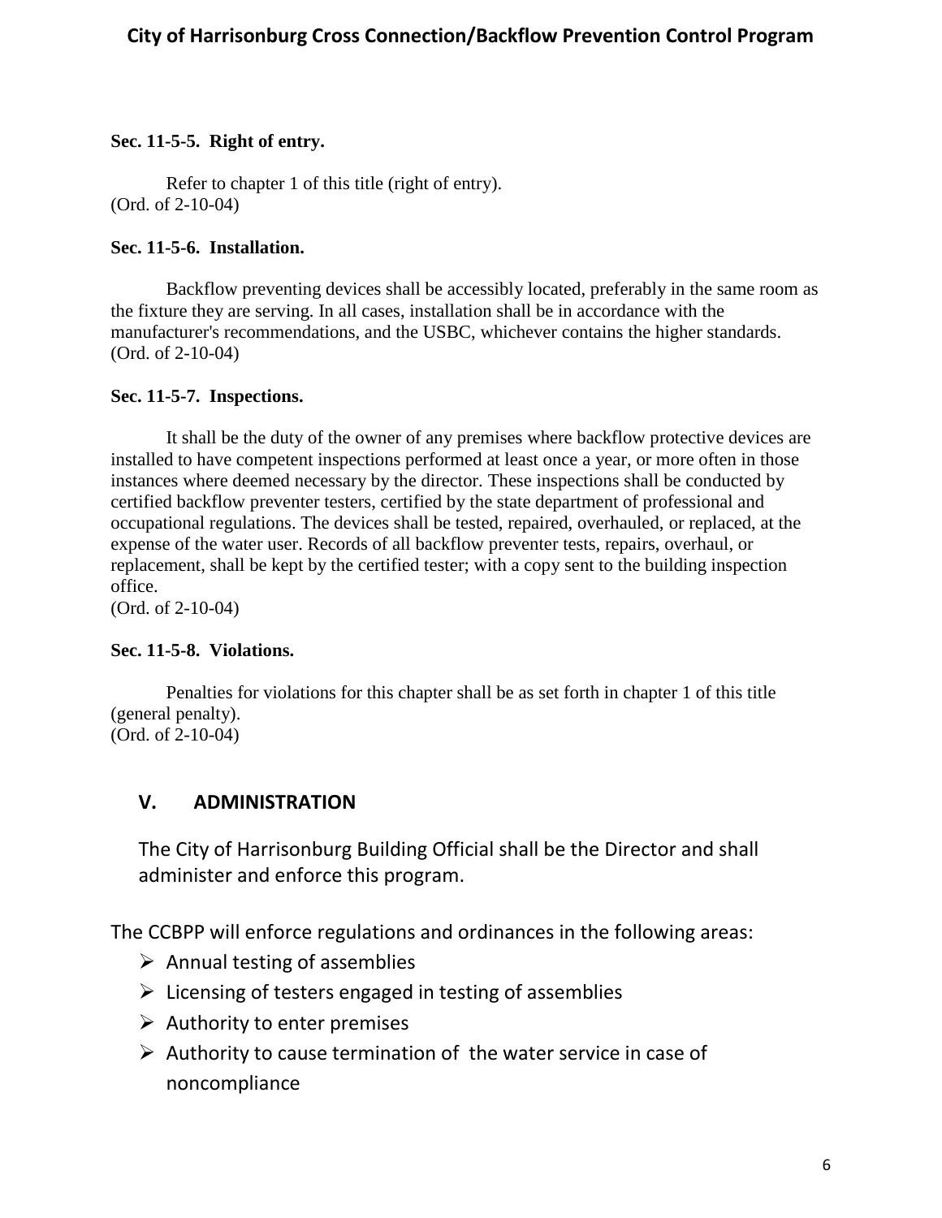**Sec. 11-5-5. Right of entry.**

Refer to chapter 1 of this title (right of entry).
(Ord. of 2-10-04)

**Sec. 11-5-6. Installation.**

Backflow preventing devices shall be accessibly located, preferably in the same room as the fixture they are serving. In all cases, installation shall be in accordance with the manufacturer's recommendations, and the USBC, whichever contains the higher standards.
(Ord. of 2-10-04)

**Sec. 11-5-7. Inspections.**

It shall be the duty of the owner of any premises where backflow protective devices are installed to have competent inspections performed at least once a year, or more often in those instances where deemed necessary by the director. These inspections shall be conducted by certified backflow preventer testers, certified by the state department of professional and occupational regulations. The devices shall be tested, repaired, overhauled, or replaced, at the expense of the water user. Records of all backflow preventer tests, repairs, overhaul, or replacement, shall be kept by the certified tester; with a copy sent to the building inspection office.
(Ord. of 2-10-04)

**Sec. 11-5-8. Violations.**

Penalties for violations for this chapter shall be as set forth in chapter 1 of this title (general penalty).
(Ord. of 2-10-04)

## V. ADMINISTRATION

The City of Harrisonburg Building Official shall be the Director and shall administer and enforce this program.

The CCBPP will enforce regulations and ordinances in the following areas:

- Annual testing of assemblies
- Licensing of testers engaged in testing of assemblies
- Authority to enter premises
- Authority to cause termination of the water service in case of noncompliance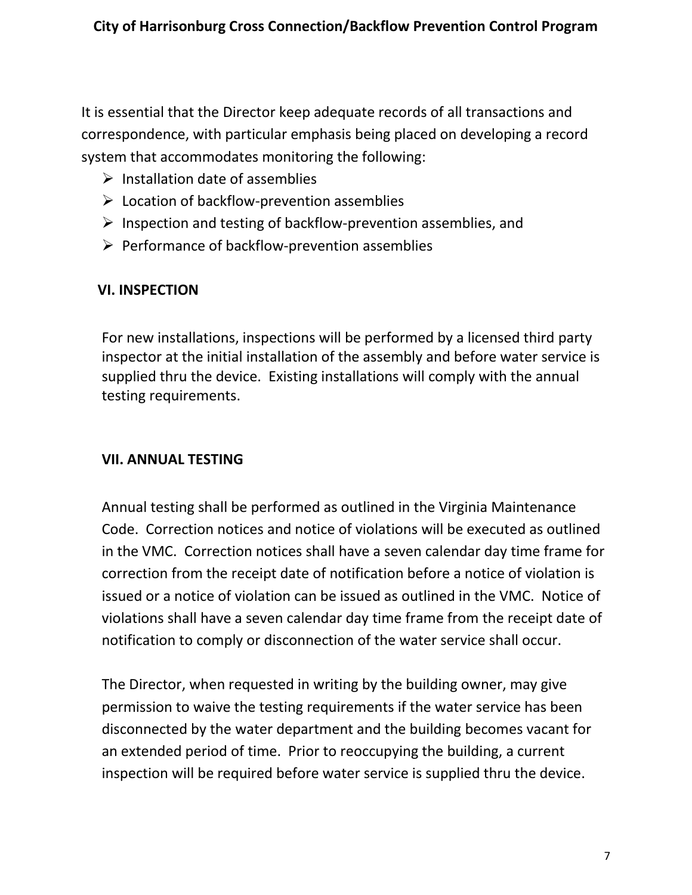It is essential that the Director keep adequate records of all transactions and correspondence, with particular emphasis being placed on developing a record system that accommodates monitoring the following:

- Installation date of assemblies
- Location of backflow-prevention assemblies
- Inspection and testing of backflow-prevention assemblies, and
- Performance of backflow-prevention assemblies

## VI. INSPECTION

For new installations, inspections will be performed by a licensed third party inspector at the initial installation of the assembly and before water service is supplied thru the device. Existing installations will comply with the annual testing requirements.

## VII. ANNUAL TESTING

Annual testing shall be performed as outlined in the Virginia Maintenance Code. Correction notices and notice of violations will be executed as outlined in the VMC. Correction notices shall have a seven calendar day time frame for correction from the receipt date of notification before a notice of violation is issued or a notice of violation can be issued as outlined in the VMC. Notice of violations shall have a seven calendar day time frame from the receipt date of notification to comply or disconnection of the water service shall occur.

The Director, when requested in writing by the building owner, may give permission to waive the testing requirements if the water service has been disconnected by the water department and the building becomes vacant for an extended period of time. Prior to reoccupying the building, a current inspection will be required before water service is supplied thru the device.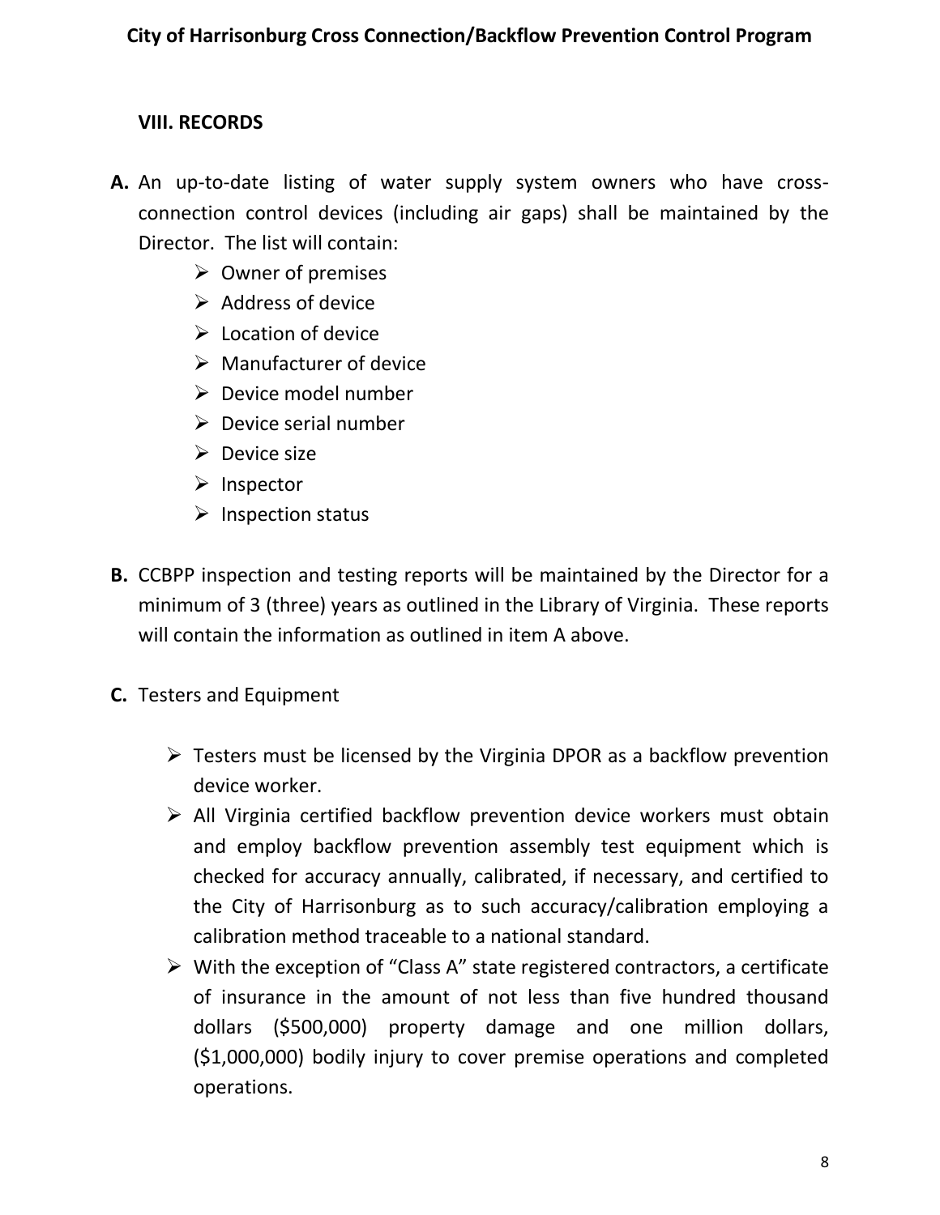## VIII. RECORDS

**A.** An up-to-date listing of water supply system owners who have cross-connection control devices (including air gaps) shall be maintained by the Director. The list will contain:

- Owner of premises
- Address of device
- Location of device
- Manufacturer of device
- Device model number
- Device serial number
- Device size
- Inspector
- Inspection status

**B.** CCBPP inspection and testing reports will be maintained by the Director for a minimum of 3 (three) years as outlined in the Library of Virginia. These reports will contain the information as outlined in item A above.

**C.** Testers and Equipment

- Testers must be licensed by the Virginia DPOR as a backflow prevention device worker.
- All Virginia certified backflow prevention device workers must obtain and employ backflow prevention assembly test equipment which is checked for accuracy annually, calibrated, if necessary, and certified to the City of Harrisonburg as to such accuracy/calibration employing a calibration method traceable to a national standard.
- With the exception of "Class A" state registered contractors, a certificate of insurance in the amount of not less than five hundred thousand dollars ($500,000) property damage and one million dollars, ($1,000,000) bodily injury to cover premise operations and completed operations.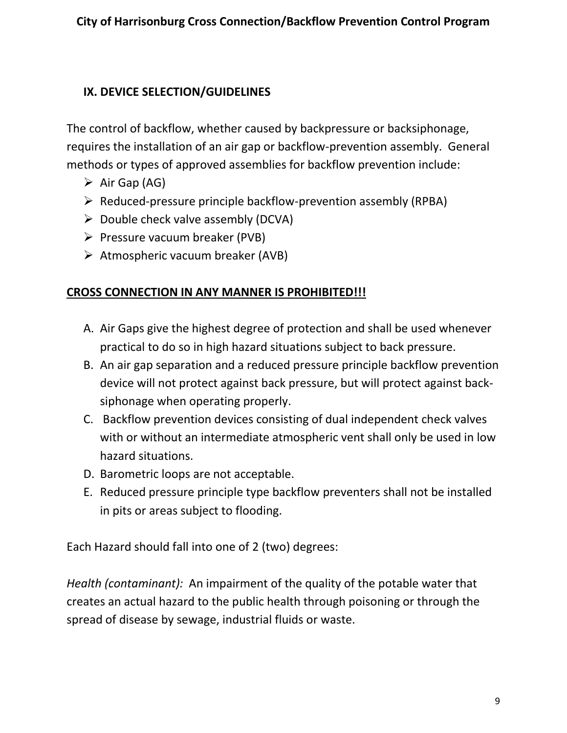## IX. DEVICE SELECTION/GUIDELINES

The control of backflow, whether caused by backpressure or backsiphonage, requires the installation of an air gap or backflow-prevention assembly. General methods or types of approved assemblies for backflow prevention include:

- Air Gap (AG)
- Reduced-pressure principle backflow-prevention assembly (RPBA)
- Double check valve assembly (DCVA)
- Pressure vacuum breaker (PVB)
- Atmospheric vacuum breaker (AVB)

**CROSS CONNECTION IN ANY MANNER IS PROHIBITED!!!**

A. Air Gaps give the highest degree of protection and shall be used whenever practical to do so in high hazard situations subject to back pressure.
B. An air gap separation and a reduced pressure principle backflow prevention device will not protect against back pressure, but will protect against back-siphonage when operating properly.
C. Backflow prevention devices consisting of dual independent check valves with or without an intermediate atmospheric vent shall only be used in low hazard situations.
D. Barometric loops are not acceptable.
E. Reduced pressure principle type backflow preventers shall not be installed in pits or areas subject to flooding.

Each Hazard should fall into one of 2 (two) degrees:

*Health (contaminant):* An impairment of the quality of the potable water that creates an actual hazard to the public health through poisoning or through the spread of disease by sewage, industrial fluids or waste.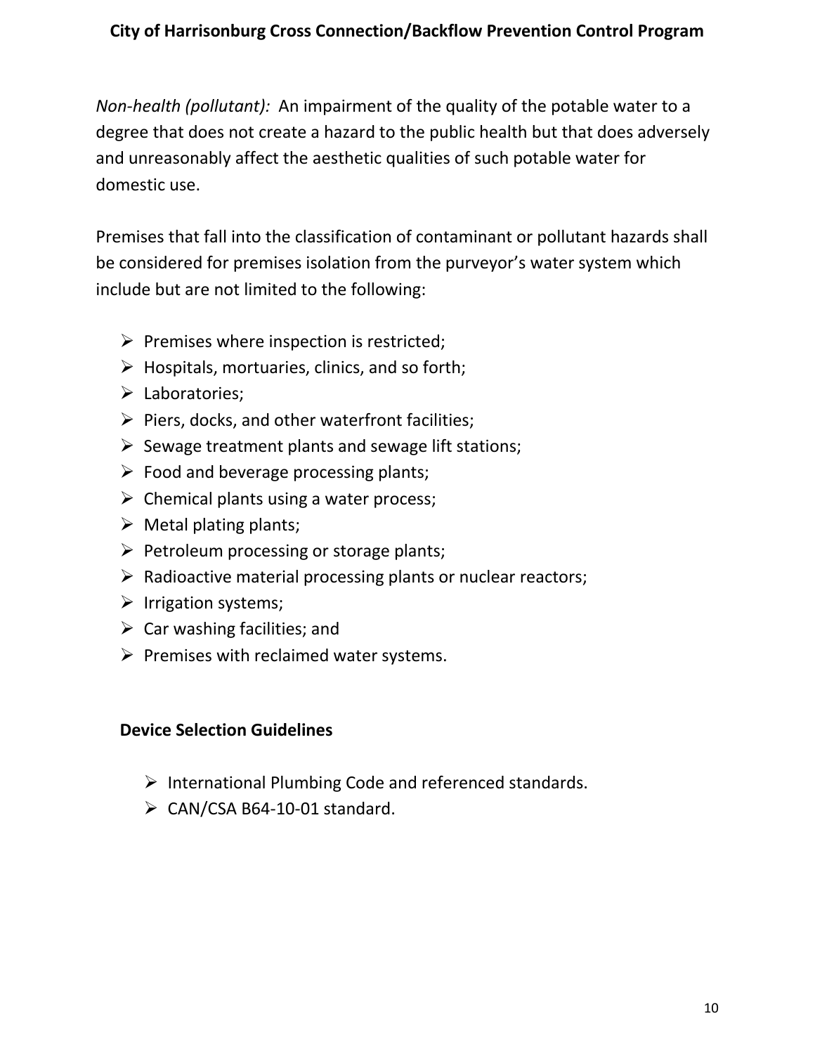*Non-health (pollutant):* An impairment of the quality of the potable water to a degree that does not create a hazard to the public health but that does adversely and unreasonably affect the aesthetic qualities of such potable water for domestic use.

Premises that fall into the classification of contaminant or pollutant hazards shall be considered for premises isolation from the purveyor's water system which include but are not limited to the following:

- Premises where inspection is restricted;
- Hospitals, mortuaries, clinics, and so forth;
- Laboratories;
- Piers, docks, and other waterfront facilities;
- Sewage treatment plants and sewage lift stations;
- Food and beverage processing plants;
- Chemical plants using a water process;
- Metal plating plants;
- Petroleum processing or storage plants;
- Radioactive material processing plants or nuclear reactors;
- Irrigation systems;
- Car washing facilities; and
- Premises with reclaimed water systems.

## Device Selection Guidelines

- International Plumbing Code and referenced standards.
- CAN/CSA B64-10-01 standard.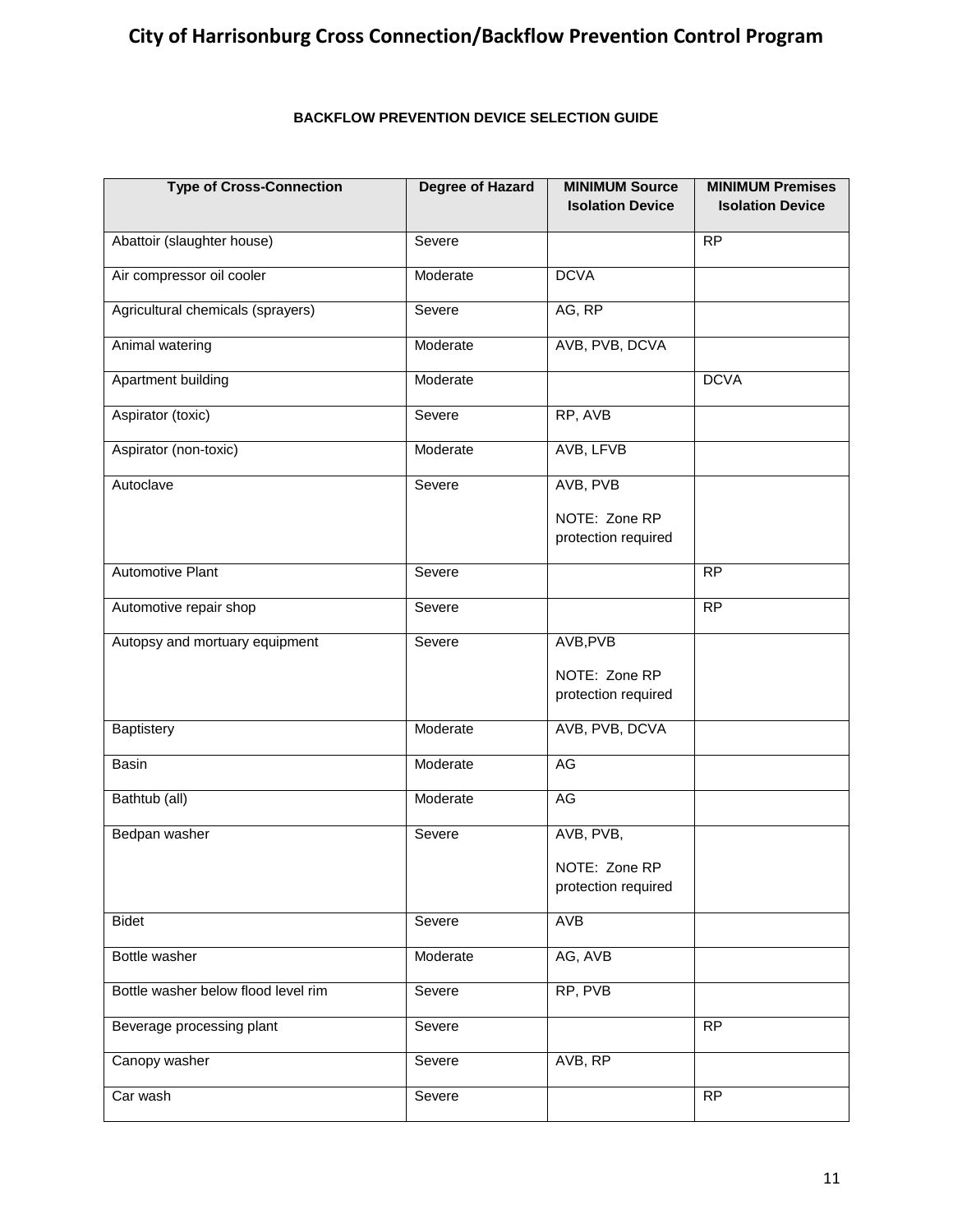**BACKFLOW PREVENTION DEVICE SELECTION GUIDE**

| Type of Cross-Connection | Degree of Hazard | MINIMUM Source Isolation Device | MINIMUM Premises Isolation Device |
|---|---|---|---|
| Abattoir (slaughter house) | Severe | | RP |
| Air compressor oil cooler | Moderate | DCVA | |
| Agricultural chemicals (sprayers) | Severe | AG, RP | |
| Animal watering | Moderate | AVB, PVB, DCVA | |
| Apartment building | Moderate | | DCVA |
| Aspirator (toxic) | Severe | RP, AVB | |
| Aspirator (non-toxic) | Moderate | AVB, LFVB | |
| Autoclave | Severe | AVB, PVB<br><br>NOTE: Zone RP protection required | |
| Automotive Plant | Severe | | RP |
| Automotive repair shop | Severe | | RP |
| Autopsy and mortuary equipment | Severe | AVB,PVB<br><br>NOTE: Zone RP protection required | |
| Baptistery | Moderate | AVB, PVB, DCVA | |
| Basin | Moderate | AG | |
| Bathtub (all) | Moderate | AG | |
| Bedpan washer | Severe | AVB, PVB,<br><br>NOTE: Zone RP protection required | |
| Bidet | Severe | AVB | |
| Bottle washer | Moderate | AG, AVB | |
| Bottle washer below flood level rim | Severe | RP, PVB | |
| Beverage processing plant | Severe | | RP |
| Canopy washer | Severe | AVB, RP | |
| Car wash | Severe | | RP |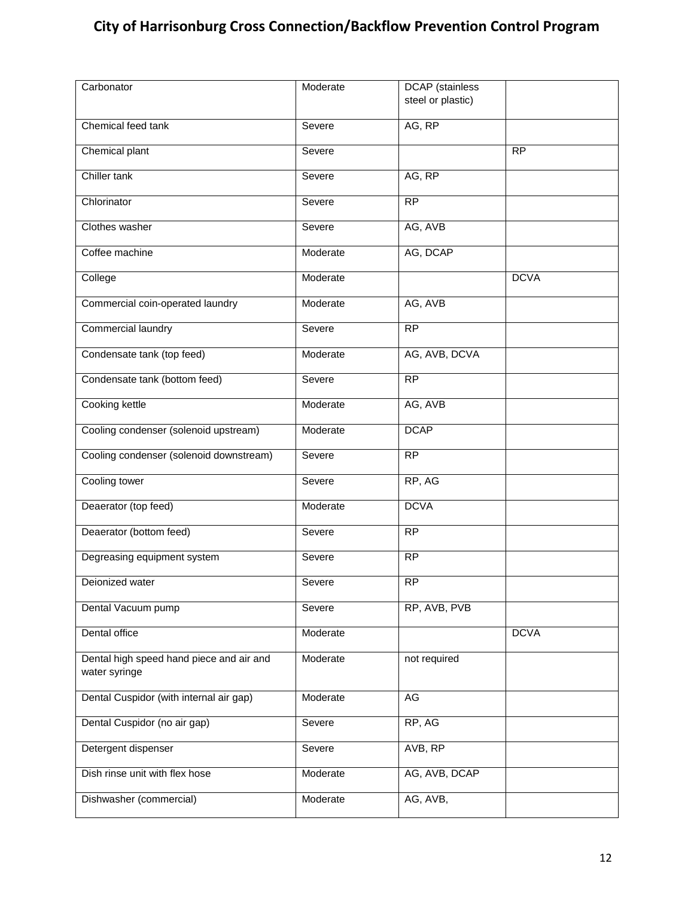| | | | |
|---|---|---|---|
| Carbonator | Moderate | DCAP (stainless steel or plastic) | |
| Chemical feed tank | Severe | AG, RP | |
| Chemical plant | Severe | | RP |
| Chiller tank | Severe | AG, RP | |
| Chlorinator | Severe | RP | |
| Clothes washer | Severe | AG, AVB | |
| Coffee machine | Moderate | AG, DCAP | |
| College | Moderate | | DCVA |
| Commercial coin-operated laundry | Moderate | AG, AVB | |
| Commercial laundry | Severe | RP | |
| Condensate tank (top feed) | Moderate | AG, AVB, DCVA | |
| Condensate tank (bottom feed) | Severe | RP | |
| Cooking kettle | Moderate | AG, AVB | |
| Cooling condenser (solenoid upstream) | Moderate | DCAP | |
| Cooling condenser (solenoid downstream) | Severe | RP | |
| Cooling tower | Severe | RP, AG | |
| Deaerator (top feed) | Moderate | DCVA | |
| Deaerator (bottom feed) | Severe | RP | |
| Degreasing equipment system | Severe | RP | |
| Deionized water | Severe | RP | |
| Dental Vacuum pump | Severe | RP, AVB, PVB | |
| Dental office | Moderate | | DCVA |
| Dental high speed hand piece and air and water syringe | Moderate | not required | |
| Dental Cuspidor (with internal air gap) | Moderate | AG | |
| Dental Cuspidor (no air gap) | Severe | RP, AG | |
| Detergent dispenser | Severe | AVB, RP | |
| Dish rinse unit with flex hose | Moderate | AG, AVB, DCAP | |
| Dishwasher (commercial) | Moderate | AG, AVB, | |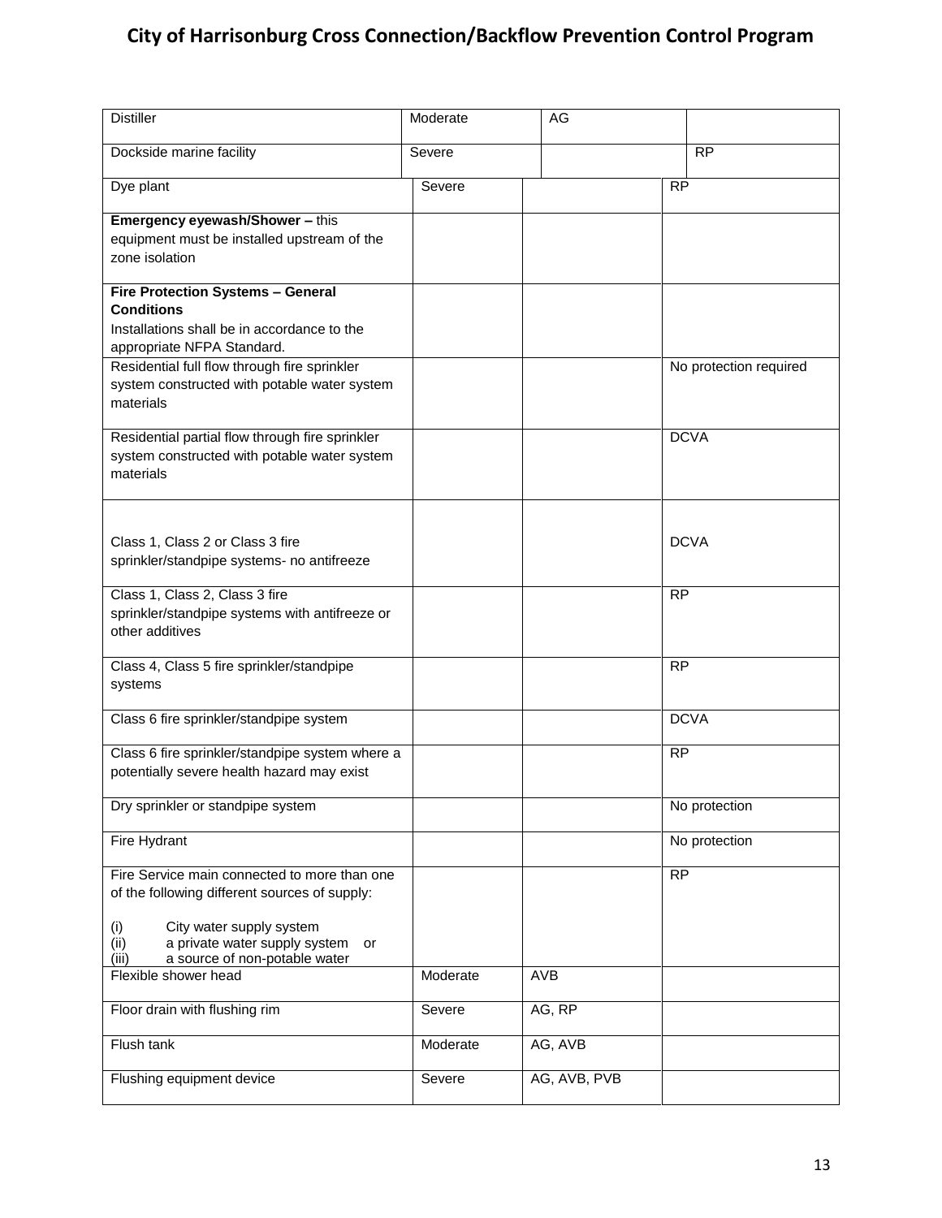| | | | |
|---|---|---|---|
| Distiller | Moderate | AG | |
| Dockside marine facility | Severe | | RP |
| Dye plant | Severe | | RP |
| **Emergency eyewash/Shower –** this equipment must be installed upstream of the zone isolation | | | |
| **Fire Protection Systems – General Conditions** Installations shall be in accordance to the appropriate NFPA Standard. | | | |
| Residential full flow through fire sprinkler system constructed with potable water system materials | | | No protection required |
| Residential partial flow through fire sprinkler system constructed with potable water system materials | | | DCVA |
| Class 1, Class 2 or Class 3 fire sprinkler/standpipe systems- no antifreeze | | | DCVA |
| Class 1, Class 2, Class 3 fire sprinkler/standpipe systems with antifreeze or other additives | | | RP |
| Class 4, Class 5 fire sprinkler/standpipe systems | | | RP |
| Class 6 fire sprinkler/standpipe system | | | DCVA |
| Class 6 fire sprinkler/standpipe system where a potentially severe health hazard may exist | | | RP |
| Dry sprinkler or standpipe system | | | No protection |
| Fire Hydrant | | | No protection |
| Fire Service main connected to more than one of the following different sources of supply: (i) City water supply system (ii) a private water supply system or (iii) a source of non-potable water | | | RP |
| Flexible shower head | Moderate | AVB | |
| Floor drain with flushing rim | Severe | AG, RP | |
| Flush tank | Moderate | AG, AVB | |
| Flushing equipment device | Severe | AG, AVB, PVB | |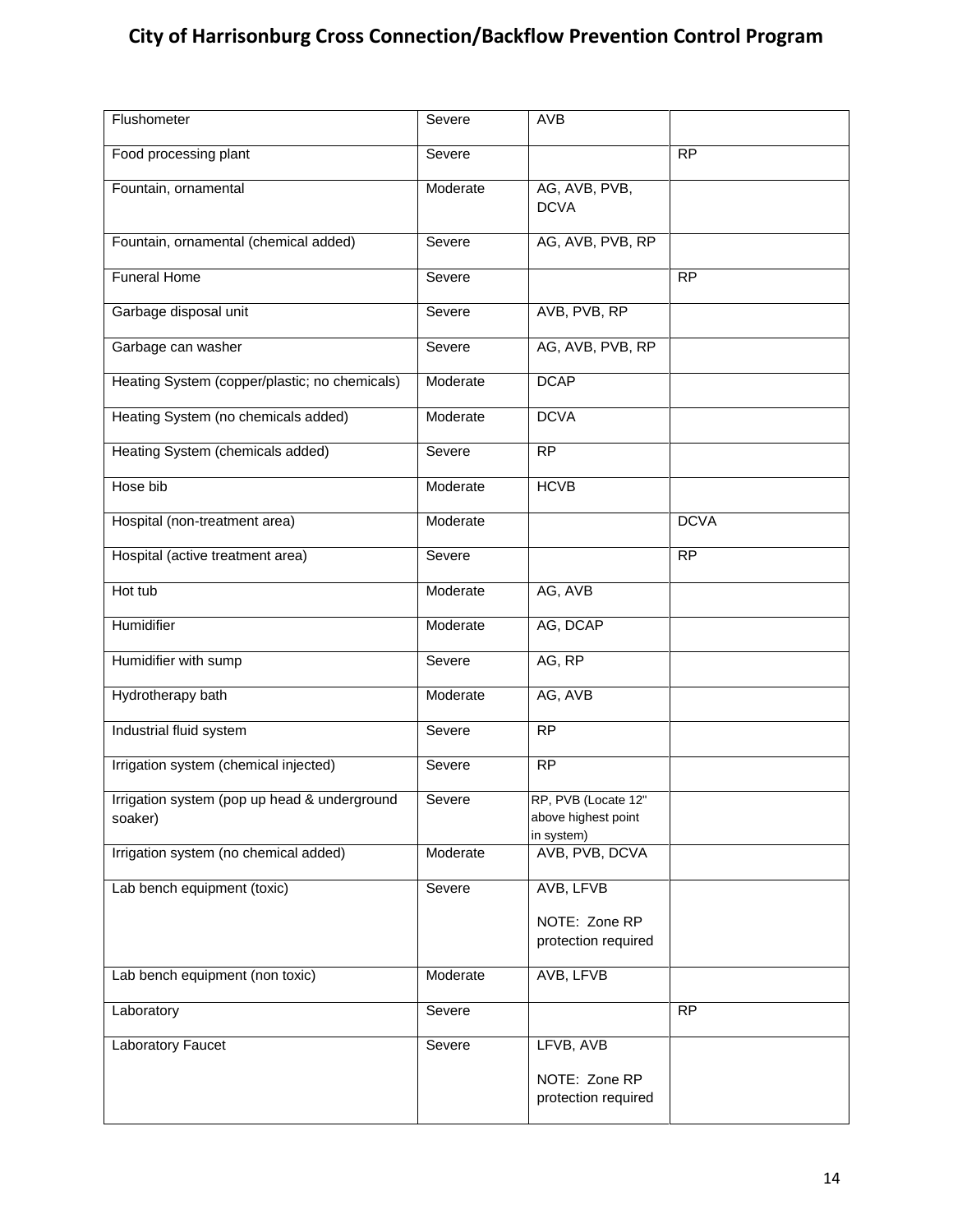| | | | |
|---|---|---|---|
| Flushometer | Severe | AVB | |
| Food processing plant | Severe | | RP |
| Fountain, ornamental | Moderate | AG, AVB, PVB, DCVA | |
| Fountain, ornamental (chemical added) | Severe | AG, AVB, PVB, RP | |
| Funeral Home | Severe | | RP |
| Garbage disposal unit | Severe | AVB, PVB, RP | |
| Garbage can washer | Severe | AG, AVB, PVB, RP | |
| Heating System (copper/plastic; no chemicals) | Moderate | DCAP | |
| Heating System (no chemicals added) | Moderate | DCVA | |
| Heating System (chemicals added) | Severe | RP | |
| Hose bib | Moderate | HCVB | |
| Hospital (non-treatment area) | Moderate | | DCVA |
| Hospital (active treatment area) | Severe | | RP |
| Hot tub | Moderate | AG, AVB | |
| Humidifier | Moderate | AG, DCAP | |
| Humidifier with sump | Severe | AG, RP | |
| Hydrotherapy bath | Moderate | AG, AVB | |
| Industrial fluid system | Severe | RP | |
| Irrigation system (chemical injected) | Severe | RP | |
| Irrigation system (pop up head & underground soaker) | Severe | RP, PVB (Locate 12" above highest point in system) | |
| Irrigation system (no chemical added) | Moderate | AVB, PVB, DCVA | |
| Lab bench equipment (toxic) | Severe | AVB, LFVB<br><br>NOTE: Zone RP protection required | |
| Lab bench equipment (non toxic) | Moderate | AVB, LFVB | |
| Laboratory | Severe | | RP |
| Laboratory Faucet | Severe | LFVB, AVB<br><br>NOTE: Zone RP protection required | |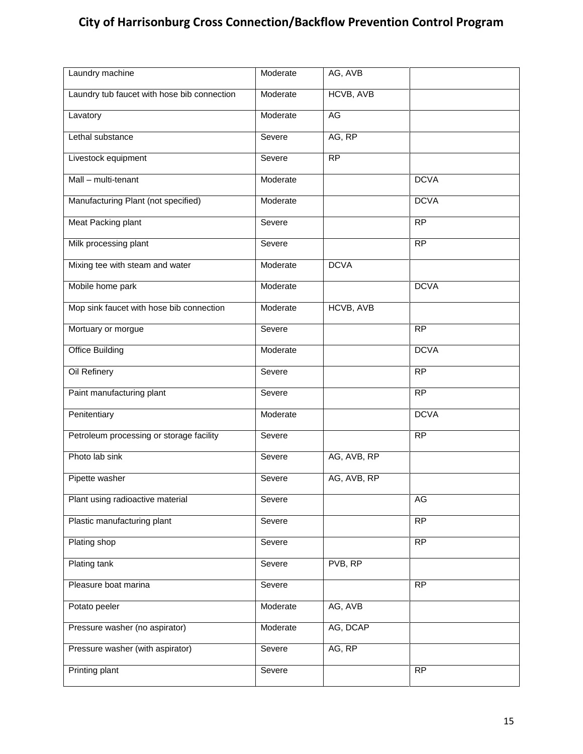| | | | |
|---|---|---|---|
| Laundry machine | Moderate | AG, AVB | |
| Laundry tub faucet with hose bib connection | Moderate | HCVB, AVB | |
| Lavatory | Moderate | AG | |
| Lethal substance | Severe | AG, RP | |
| Livestock equipment | Severe | RP | |
| Mall – multi-tenant | Moderate | | DCVA |
| Manufacturing Plant (not specified) | Moderate | | DCVA |
| Meat Packing plant | Severe | | RP |
| Milk processing plant | Severe | | RP |
| Mixing tee with steam and water | Moderate | DCVA | |
| Mobile home park | Moderate | | DCVA |
| Mop sink faucet with hose bib connection | Moderate | HCVB, AVB | |
| Mortuary or morgue | Severe | | RP |
| Office Building | Moderate | | DCVA |
| Oil Refinery | Severe | | RP |
| Paint manufacturing plant | Severe | | RP |
| Penitentiary | Moderate | | DCVA |
| Petroleum processing or storage facility | Severe | | RP |
| Photo lab sink | Severe | AG, AVB, RP | |
| Pipette washer | Severe | AG, AVB, RP | |
| Plant using radioactive material | Severe | | AG |
| Plastic manufacturing plant | Severe | | RP |
| Plating shop | Severe | | RP |
| Plating tank | Severe | PVB, RP | |
| Pleasure boat marina | Severe | | RP |
| Potato peeler | Moderate | AG, AVB | |
| Pressure washer (no aspirator) | Moderate | AG, DCAP | |
| Pressure washer (with aspirator) | Severe | AG, RP | |
| Printing plant | Severe | | RP |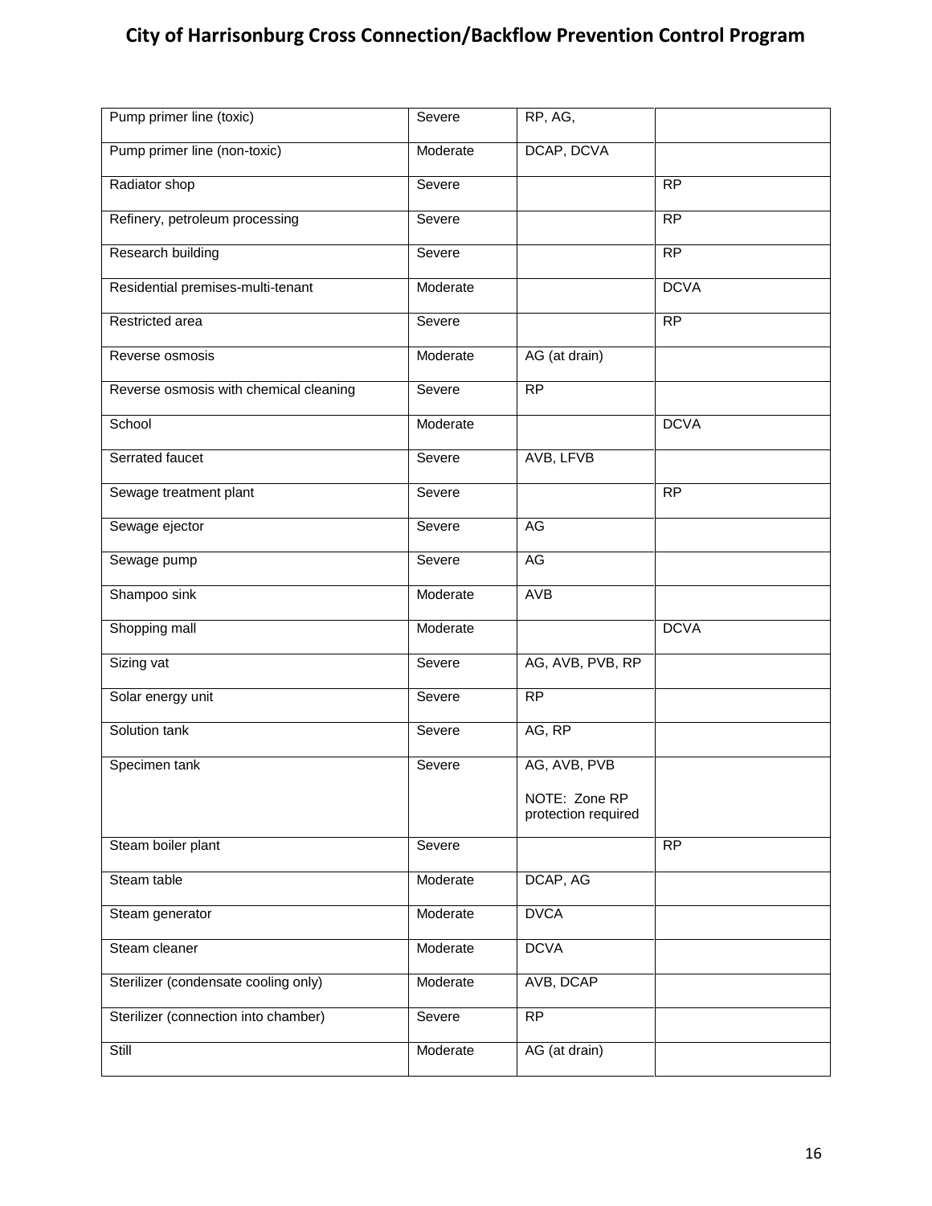| Pump primer line (toxic) | Severe | RP, AG, | |
|---|---|---|---|
| Pump primer line (non-toxic) | Moderate | DCAP, DCVA | |
| Radiator shop | Severe | | RP |
| Refinery, petroleum processing | Severe | | RP |
| Research building | Severe | | RP |
| Residential premises-multi-tenant | Moderate | | DCVA |
| Restricted area | Severe | | RP |
| Reverse osmosis | Moderate | AG (at drain) | |
| Reverse osmosis with chemical cleaning | Severe | RP | |
| School | Moderate | | DCVA |
| Serrated faucet | Severe | AVB, LFVB | |
| Sewage treatment plant | Severe | | RP |
| Sewage ejector | Severe | AG | |
| Sewage pump | Severe | AG | |
| Shampoo sink | Moderate | AVB | |
| Shopping mall | Moderate | | DCVA |
| Sizing vat | Severe | AG, AVB, PVB, RP | |
| Solar energy unit | Severe | RP | |
| Solution tank | Severe | AG, RP | |
| Specimen tank | Severe | AG, AVB, PVB<br><br>NOTE: Zone RP protection required | |
| Steam boiler plant | Severe | | RP |
| Steam table | Moderate | DCAP, AG | |
| Steam generator | Moderate | DVCA | |
| Steam cleaner | Moderate | DCVA | |
| Sterilizer (condensate cooling only) | Moderate | AVB, DCAP | |
| Sterilizer (connection into chamber) | Severe | RP | |
| Still | Moderate | AG (at drain) | |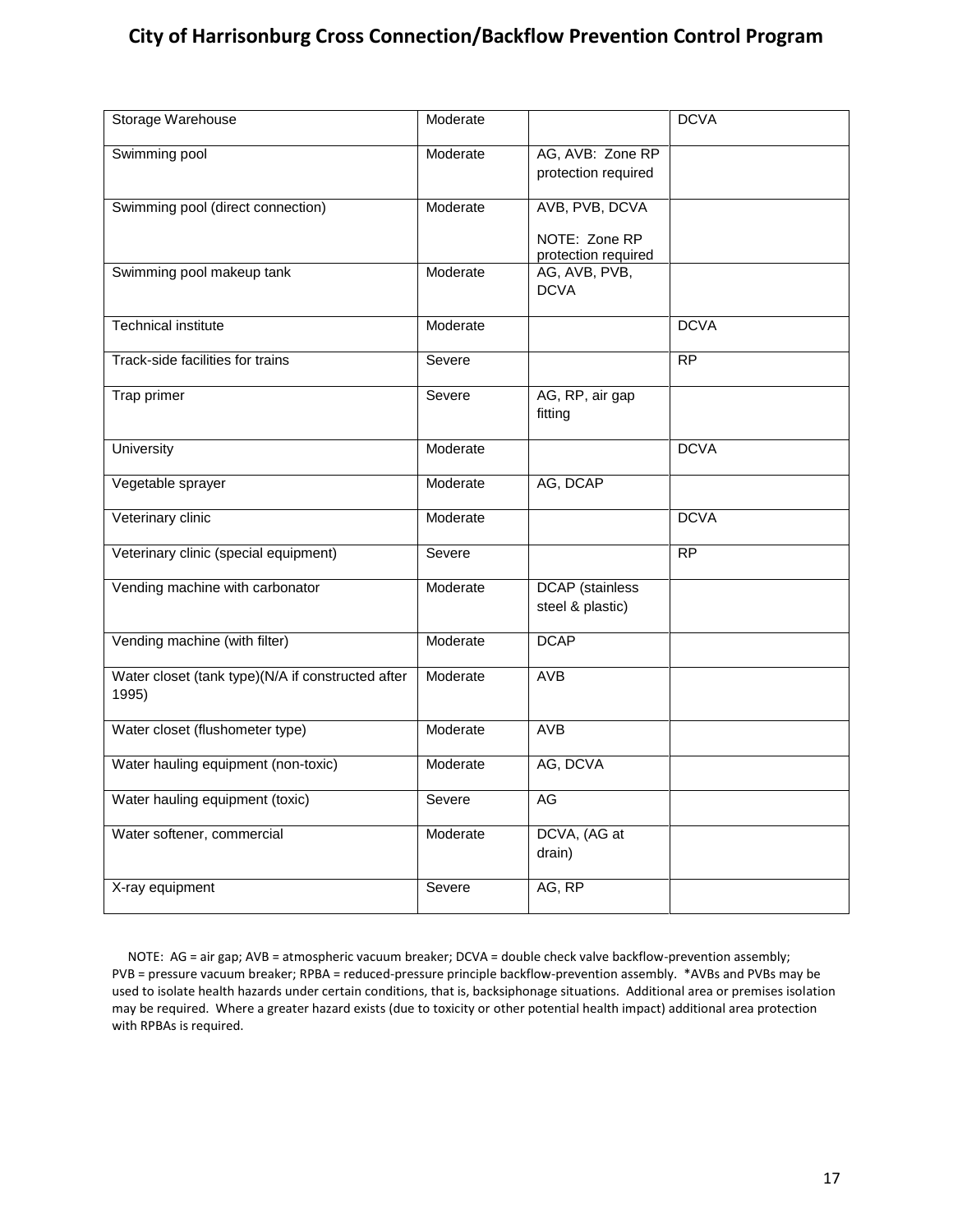| Storage Warehouse | Moderate | | DCVA |
|---|---|---|---|
| Swimming pool | Moderate | AG, AVB: Zone RP protection required | |
| Swimming pool (direct connection) | Moderate | AVB, PVB, DCVA<br><br>NOTE: Zone RP protection required | |
| Swimming pool makeup tank | Moderate | AG, AVB, PVB, DCVA | |
| Technical institute | Moderate | | DCVA |
| Track-side facilities for trains | Severe | | RP |
| Trap primer | Severe | AG, RP, air gap fitting | |
| University | Moderate | | DCVA |
| Vegetable sprayer | Moderate | AG, DCAP | |
| Veterinary clinic | Moderate | | DCVA |
| Veterinary clinic (special equipment) | Severe | | RP |
| Vending machine with carbonator | Moderate | DCAP (stainless steel & plastic) | |
| Vending machine (with filter) | Moderate | DCAP | |
| Water closet (tank type)(N/A if constructed after 1995) | Moderate | AVB | |
| Water closet (flushometer type) | Moderate | AVB | |
| Water hauling equipment (non-toxic) | Moderate | AG, DCVA | |
| Water hauling equipment (toxic) | Severe | AG | |
| Water softener, commercial | Moderate | DCVA, (AG at drain) | |
| X-ray equipment | Severe | AG, RP | |

NOTE: AG = air gap; AVB = atmospheric vacuum breaker; DCVA = double check valve backflow-prevention assembly; PVB = pressure vacuum breaker; RPBA = reduced-pressure principle backflow-prevention assembly. *AVBs and PVBs may be used to isolate health hazards under certain conditions, that is, backsiphonage situations. Additional area or premises isolation may be required. Where a greater hazard exists (due to toxicity or other potential health impact) additional area protection with RPBAs is required.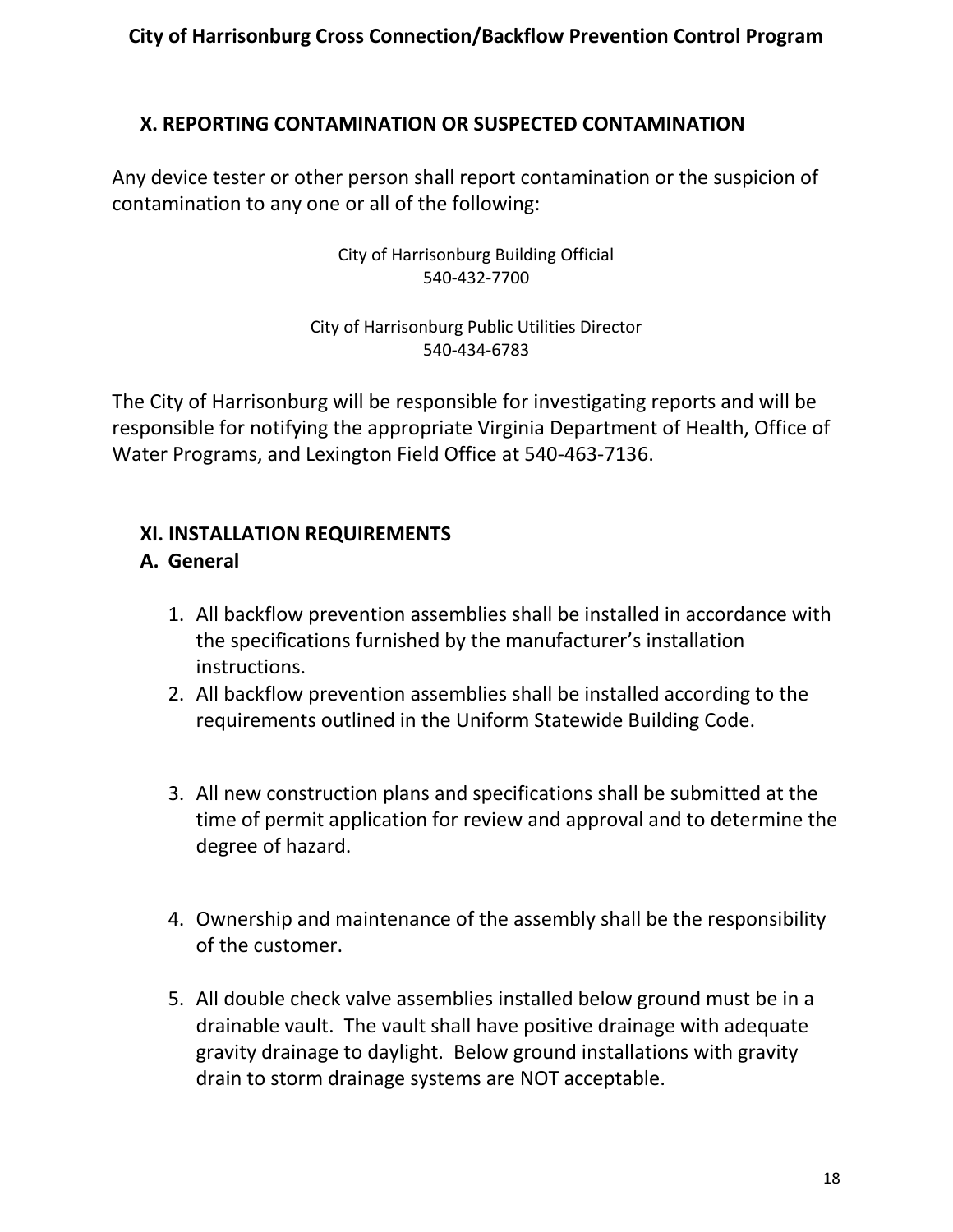## X. REPORTING CONTAMINATION OR SUSPECTED CONTAMINATION

Any device tester or other person shall report contamination or the suspicion of contamination to any one or all of the following:

City of Harrisonburg Building Official
540-432-7700

City of Harrisonburg Public Utilities Director
540-434-6783

The City of Harrisonburg will be responsible for investigating reports and will be responsible for notifying the appropriate Virginia Department of Health, Office of Water Programs, and Lexington Field Office at 540-463-7136.

## XI. INSTALLATION REQUIREMENTS

### A. General

1. All backflow prevention assemblies shall be installed in accordance with the specifications furnished by the manufacturer's installation instructions.
2. All backflow prevention assemblies shall be installed according to the requirements outlined in the Uniform Statewide Building Code.
3. All new construction plans and specifications shall be submitted at the time of permit application for review and approval and to determine the degree of hazard.
4. Ownership and maintenance of the assembly shall be the responsibility of the customer.
5. All double check valve assemblies installed below ground must be in a drainable vault. The vault shall have positive drainage with adequate gravity drainage to daylight. Below ground installations with gravity drain to storm drainage systems are NOT acceptable.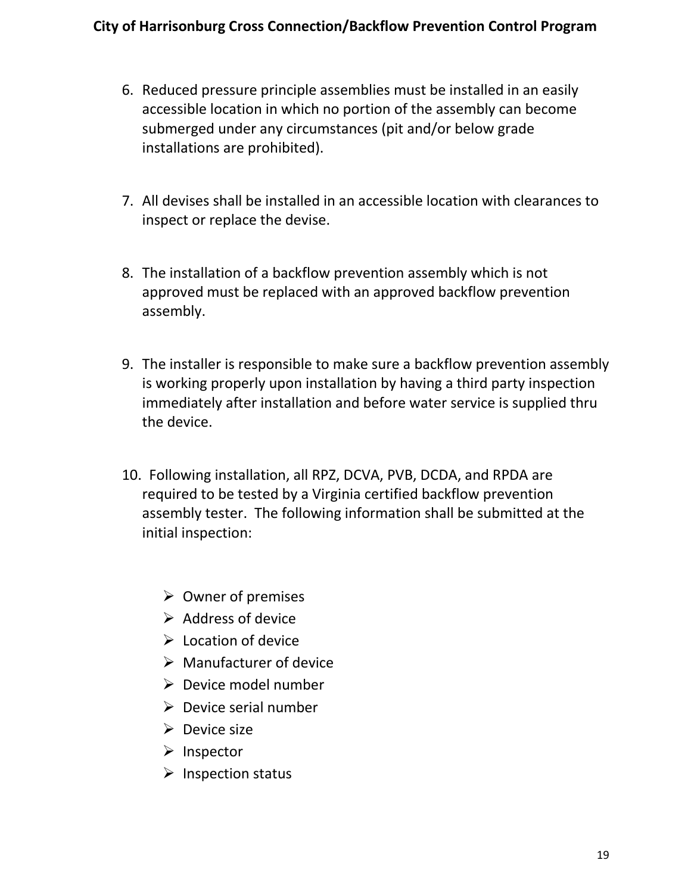6. Reduced pressure principle assemblies must be installed in an easily accessible location in which no portion of the assembly can become submerged under any circumstances (pit and/or below grade installations are prohibited).

7. All devises shall be installed in an accessible location with clearances to inspect or replace the devise.

8. The installation of a backflow prevention assembly which is not approved must be replaced with an approved backflow prevention assembly.

9. The installer is responsible to make sure a backflow prevention assembly is working properly upon installation by having a third party inspection immediately after installation and before water service is supplied thru the device.

10. Following installation, all RPZ, DCVA, PVB, DCDA, and RPDA are required to be tested by a Virginia certified backflow prevention assembly tester. The following information shall be submitted at the initial inspection:

    - Owner of premises
    - Address of device
    - Location of device
    - Manufacturer of device
    - Device model number
    - Device serial number
    - Device size
    - Inspector
    - Inspection status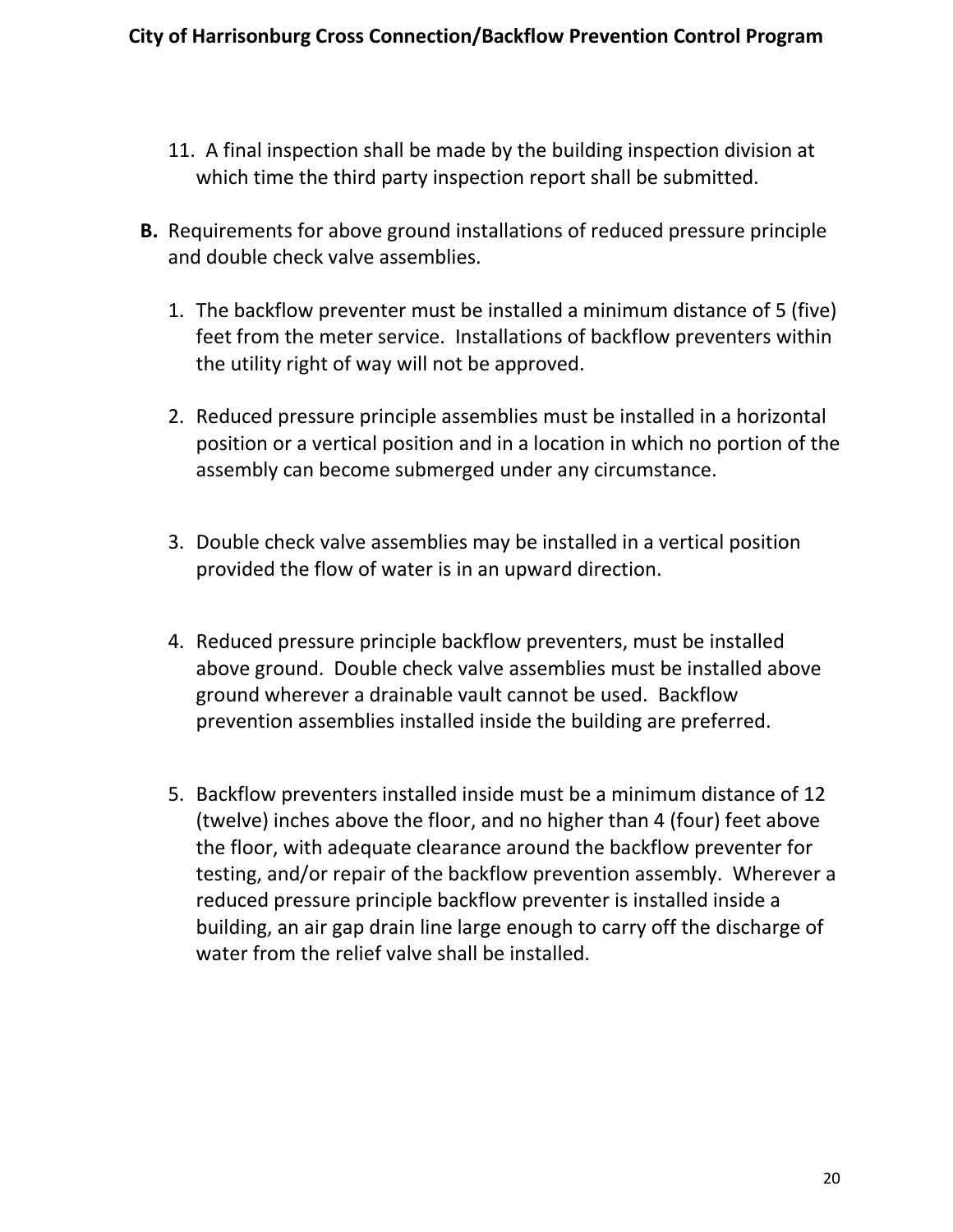11. A final inspection shall be made by the building inspection division at which time the third party inspection report shall be submitted.

**B.** Requirements for above ground installations of reduced pressure principle and double check valve assemblies.

1. The backflow preventer must be installed a minimum distance of 5 (five) feet from the meter service. Installations of backflow preventers within the utility right of way will not be approved.

2. Reduced pressure principle assemblies must be installed in a horizontal position or a vertical position and in a location in which no portion of the assembly can become submerged under any circumstance.

3. Double check valve assemblies may be installed in a vertical position provided the flow of water is in an upward direction.

4. Reduced pressure principle backflow preventers, must be installed above ground. Double check valve assemblies must be installed above ground wherever a drainable vault cannot be used. Backflow prevention assemblies installed inside the building are preferred.

5. Backflow preventers installed inside must be a minimum distance of 12 (twelve) inches above the floor, and no higher than 4 (four) feet above the floor, with adequate clearance around the backflow preventer for testing, and/or repair of the backflow prevention assembly. Wherever a reduced pressure principle backflow preventer is installed inside a building, an air gap drain line large enough to carry off the discharge of water from the relief valve shall be installed.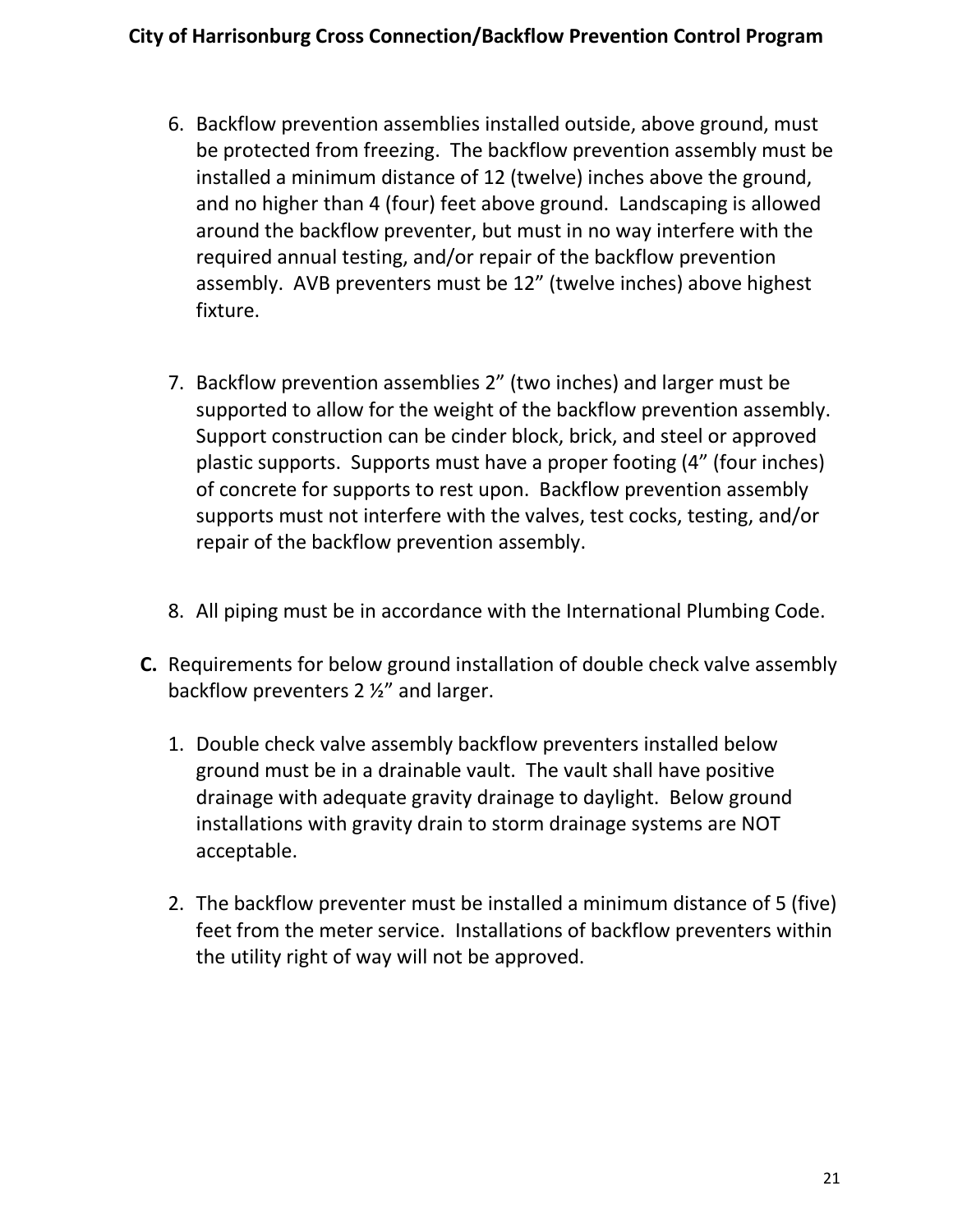6. Backflow prevention assemblies installed outside, above ground, must be protected from freezing. The backflow prevention assembly must be installed a minimum distance of 12 (twelve) inches above the ground, and no higher than 4 (four) feet above ground. Landscaping is allowed around the backflow preventer, but must in no way interfere with the required annual testing, and/or repair of the backflow prevention assembly. AVB preventers must be 12" (twelve inches) above highest fixture.

7. Backflow prevention assemblies 2" (two inches) and larger must be supported to allow for the weight of the backflow prevention assembly. Support construction can be cinder block, brick, and steel or approved plastic supports. Supports must have a proper footing (4" (four inches) of concrete for supports to rest upon. Backflow prevention assembly supports must not interfere with the valves, test cocks, testing, and/or repair of the backflow prevention assembly.

8. All piping must be in accordance with the International Plumbing Code.

**C.** Requirements for below ground installation of double check valve assembly backflow preventers 2 ½" and larger.

1. Double check valve assembly backflow preventers installed below ground must be in a drainable vault. The vault shall have positive drainage with adequate gravity drainage to daylight. Below ground installations with gravity drain to storm drainage systems are NOT acceptable.

2. The backflow preventer must be installed a minimum distance of 5 (five) feet from the meter service. Installations of backflow preventers within the utility right of way will not be approved.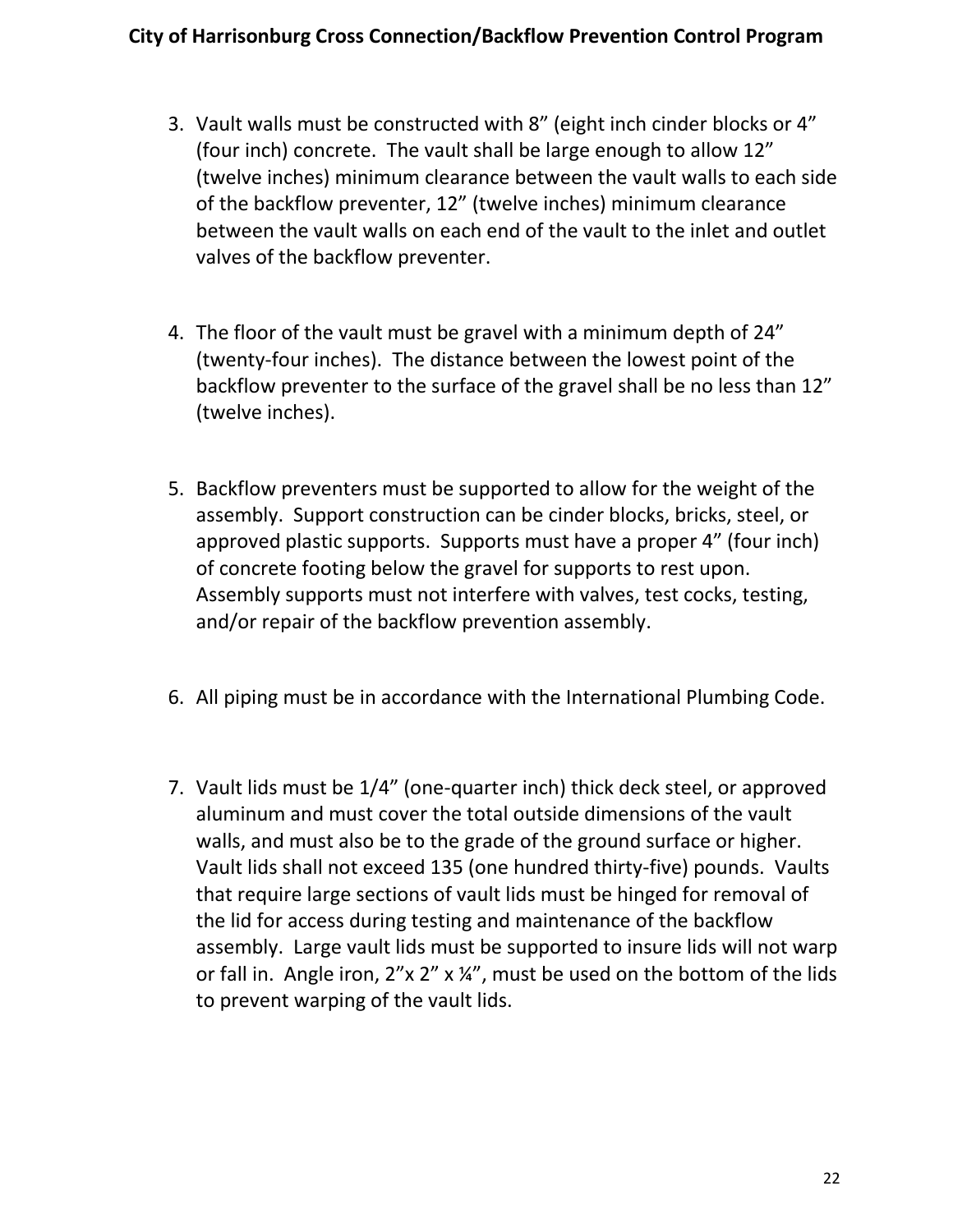3. Vault walls must be constructed with 8" (eight inch cinder blocks or 4" (four inch) concrete. The vault shall be large enough to allow 12" (twelve inches) minimum clearance between the vault walls to each side of the backflow preventer, 12" (twelve inches) minimum clearance between the vault walls on each end of the vault to the inlet and outlet valves of the backflow preventer.

4. The floor of the vault must be gravel with a minimum depth of 24" (twenty-four inches). The distance between the lowest point of the backflow preventer to the surface of the gravel shall be no less than 12" (twelve inches).

5. Backflow preventers must be supported to allow for the weight of the assembly. Support construction can be cinder blocks, bricks, steel, or approved plastic supports. Supports must have a proper 4" (four inch) of concrete footing below the gravel for supports to rest upon. Assembly supports must not interfere with valves, test cocks, testing, and/or repair of the backflow prevention assembly.

6. All piping must be in accordance with the International Plumbing Code.

7. Vault lids must be 1/4" (one-quarter inch) thick deck steel, or approved aluminum and must cover the total outside dimensions of the vault walls, and must also be to the grade of the ground surface or higher. Vault lids shall not exceed 135 (one hundred thirty-five) pounds. Vaults that require large sections of vault lids must be hinged for removal of the lid for access during testing and maintenance of the backflow assembly. Large vault lids must be supported to insure lids will not warp or fall in. Angle iron, 2"x 2" x ¼", must be used on the bottom of the lids to prevent warping of the vault lids.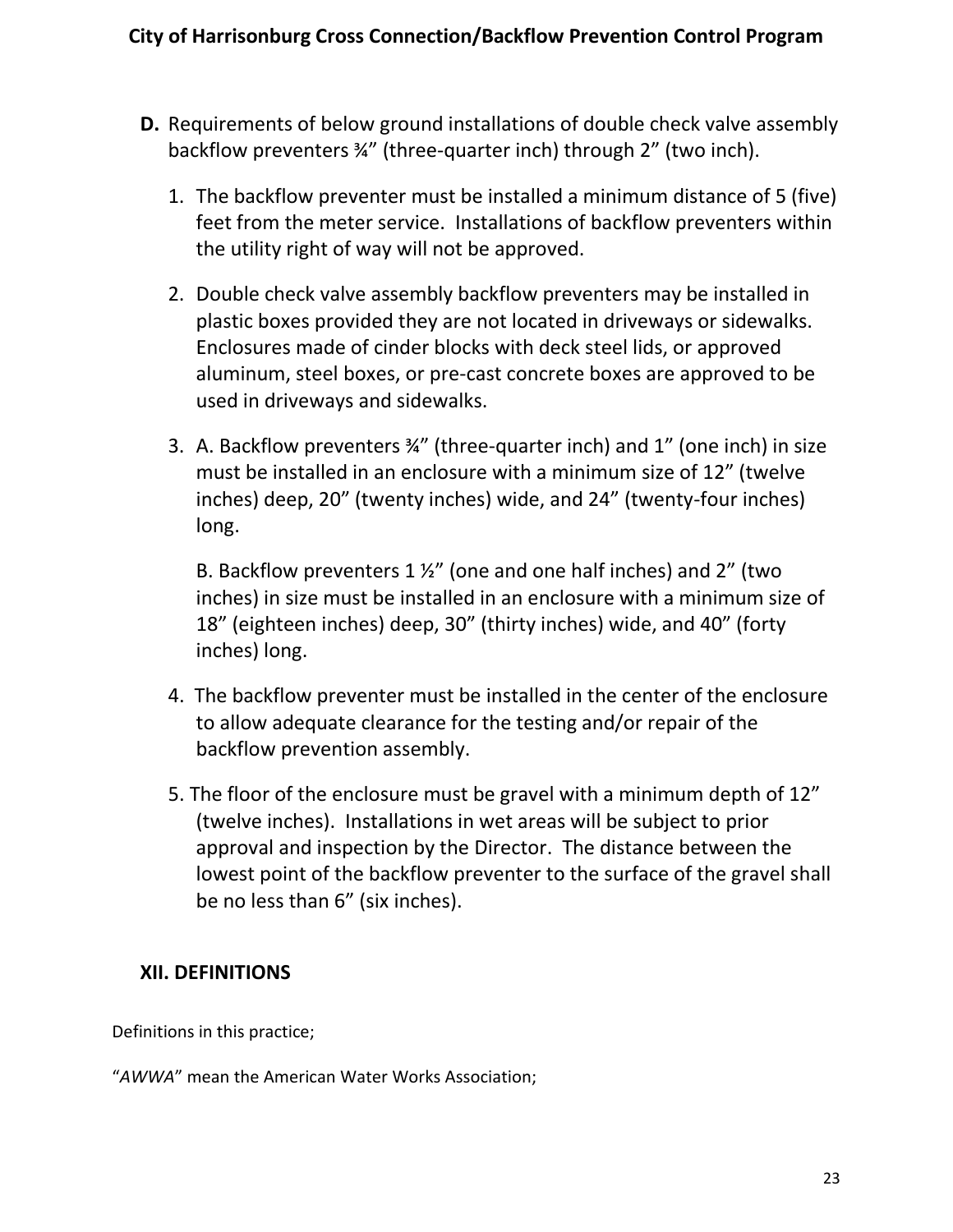**D.** Requirements of below ground installations of double check valve assembly backflow preventers ¾" (three-quarter inch) through 2" (two inch).

1. The backflow preventer must be installed a minimum distance of 5 (five) feet from the meter service. Installations of backflow preventers within the utility right of way will not be approved.

2. Double check valve assembly backflow preventers may be installed in plastic boxes provided they are not located in driveways or sidewalks. Enclosures made of cinder blocks with deck steel lids, or approved aluminum, steel boxes, or pre-cast concrete boxes are approved to be used in driveways and sidewalks.

3. A. Backflow preventers ¾" (three-quarter inch) and 1" (one inch) in size must be installed in an enclosure with a minimum size of 12" (twelve inches) deep, 20" (twenty inches) wide, and 24" (twenty-four inches) long.

   B. Backflow preventers 1 ½" (one and one half inches) and 2" (two inches) in size must be installed in an enclosure with a minimum size of 18" (eighteen inches) deep, 30" (thirty inches) wide, and 40" (forty inches) long.

4. The backflow preventer must be installed in the center of the enclosure to allow adequate clearance for the testing and/or repair of the backflow prevention assembly.

5. The floor of the enclosure must be gravel with a minimum depth of 12" (twelve inches). Installations in wet areas will be subject to prior approval and inspection by the Director. The distance between the lowest point of the backflow preventer to the surface of the gravel shall be no less than 6" (six inches).

## XII. DEFINITIONS

Definitions in this practice;

"*AWWA*" mean the American Water Works Association;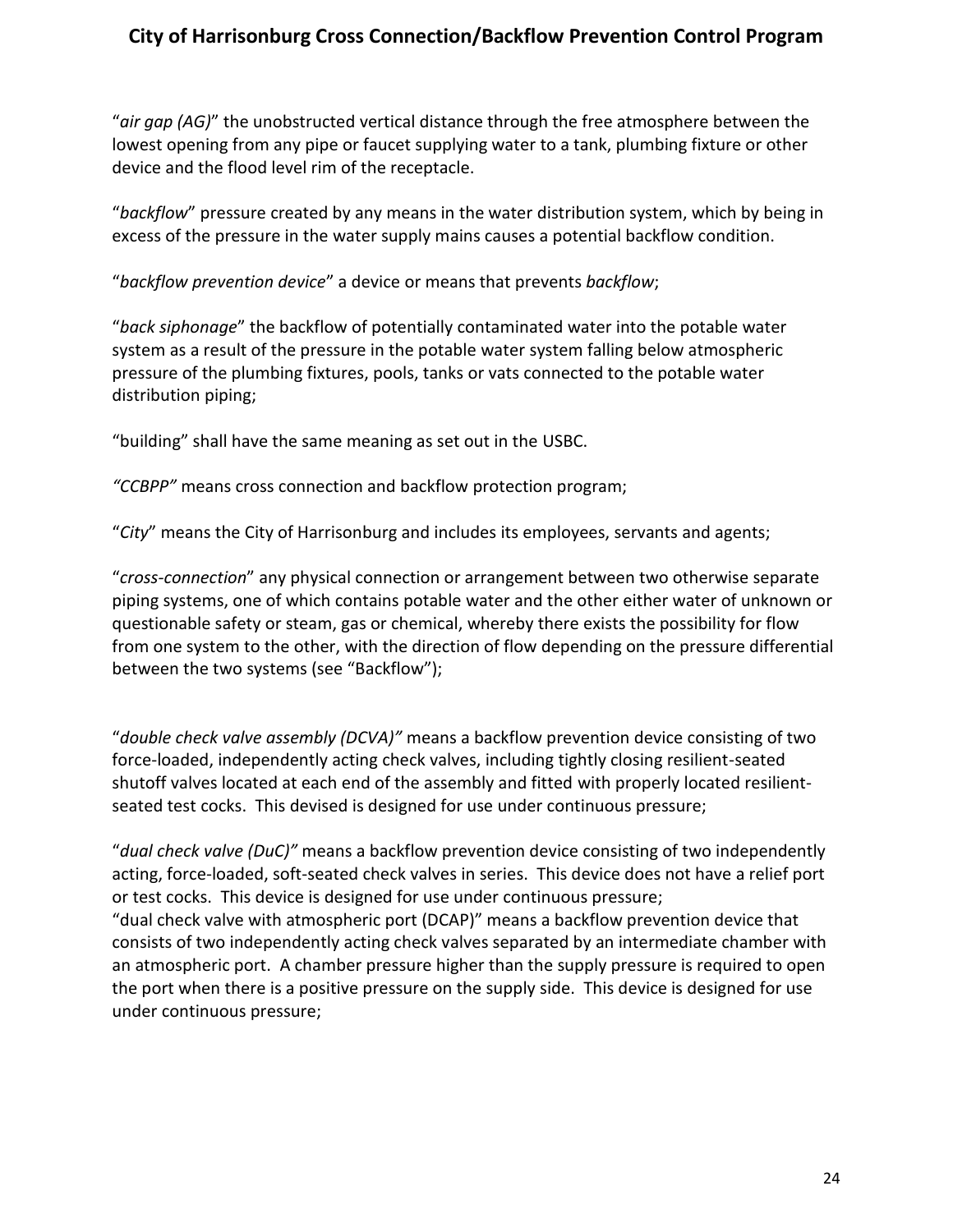"*air gap (AG)*" the unobstructed vertical distance through the free atmosphere between the lowest opening from any pipe or faucet supplying water to a tank, plumbing fixture or other device and the flood level rim of the receptacle.

"*backflow*" pressure created by any means in the water distribution system, which by being in excess of the pressure in the water supply mains causes a potential backflow condition.

"*backflow prevention device*" a device or means that prevents *backflow*;

"*back siphonage*" the backflow of potentially contaminated water into the potable water system as a result of the pressure in the potable water system falling below atmospheric pressure of the plumbing fixtures, pools, tanks or vats connected to the potable water distribution piping;

"building" shall have the same meaning as set out in the USBC.

*"CCBPP"* means cross connection and backflow protection program;

"*City*" means the City of Harrisonburg and includes its employees, servants and agents;

"*cross-connection*" any physical connection or arrangement between two otherwise separate piping systems, one of which contains potable water and the other either water of unknown or questionable safety or steam, gas or chemical, whereby there exists the possibility for flow from one system to the other, with the direction of flow depending on the pressure differential between the two systems (see "Backflow");

"*double check valve assembly (DCVA)"* means a backflow prevention device consisting of two force-loaded, independently acting check valves, including tightly closing resilient-seated shutoff valves located at each end of the assembly and fitted with properly located resilient-seated test cocks. This devised is designed for use under continuous pressure;

"*dual check valve (DuC)"* means a backflow prevention device consisting of two independently acting, force-loaded, soft-seated check valves in series. This device does not have a relief port or test cocks. This device is designed for use under continuous pressure;

"dual check valve with atmospheric port (DCAP)" means a backflow prevention device that consists of two independently acting check valves separated by an intermediate chamber with an atmospheric port. A chamber pressure higher than the supply pressure is required to open the port when there is a positive pressure on the supply side. This device is designed for use under continuous pressure;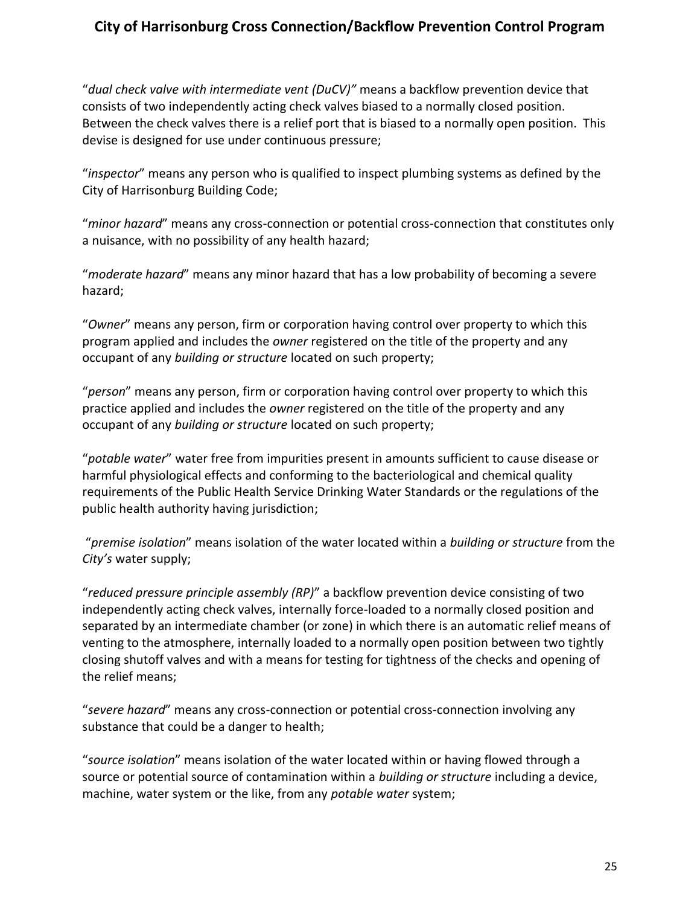"*dual check valve with intermediate vent (DuCV)"* means a backflow prevention device that consists of two independently acting check valves biased to a normally closed position. Between the check valves there is a relief port that is biased to a normally open position. This devise is designed for use under continuous pressure;

"*inspector*" means any person who is qualified to inspect plumbing systems as defined by the City of Harrisonburg Building Code;

"*minor hazard*" means any cross-connection or potential cross-connection that constitutes only a nuisance, with no possibility of any health hazard;

"*moderate hazard*" means any minor hazard that has a low probability of becoming a severe hazard;

"*Owner*" means any person, firm or corporation having control over property to which this program applied and includes the *owner* registered on the title of the property and any occupant of any *building or structure* located on such property;

"*person*" means any person, firm or corporation having control over property to which this practice applied and includes the *owner* registered on the title of the property and any occupant of any *building or structure* located on such property;

"*potable water*" water free from impurities present in amounts sufficient to cause disease or harmful physiological effects and conforming to the bacteriological and chemical quality requirements of the Public Health Service Drinking Water Standards or the regulations of the public health authority having jurisdiction;

"*premise isolation*" means isolation of the water located within a *building or structure* from the *City's* water supply;

"*reduced pressure principle assembly (RP)*" a backflow prevention device consisting of two independently acting check valves, internally force-loaded to a normally closed position and separated by an intermediate chamber (or zone) in which there is an automatic relief means of venting to the atmosphere, internally loaded to a normally open position between two tightly closing shutoff valves and with a means for testing for tightness of the checks and opening of the relief means;

"*severe hazard*" means any cross-connection or potential cross-connection involving any substance that could be a danger to health;

"*source isolation*" means isolation of the water located within or having flowed through a source or potential source of contamination within a *building or structure* including a device, machine, water system or the like, from any *potable water* system;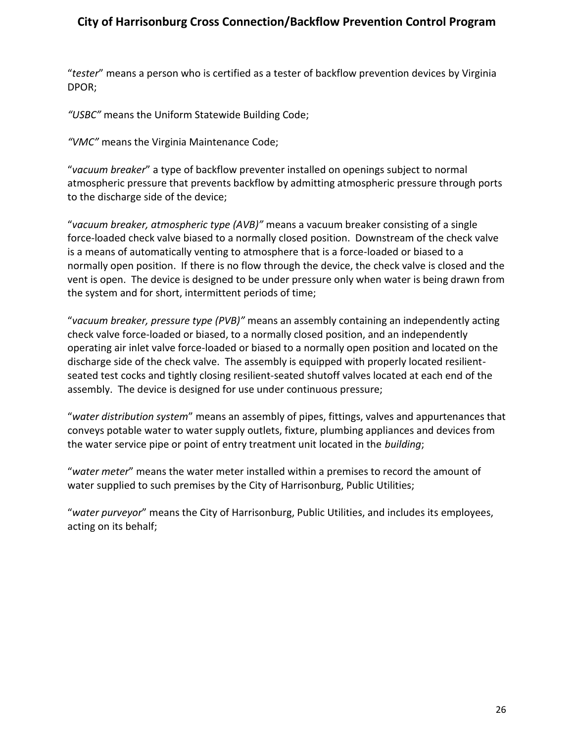"*tester*" means a person who is certified as a tester of backflow prevention devices by Virginia DPOR;

*"USBC"* means the Uniform Statewide Building Code;

*"VMC"* means the Virginia Maintenance Code;

"*vacuum breaker*" a type of backflow preventer installed on openings subject to normal atmospheric pressure that prevents backflow by admitting atmospheric pressure through ports to the discharge side of the device;

"*vacuum breaker, atmospheric type (AVB)"* means a vacuum breaker consisting of a single force-loaded check valve biased to a normally closed position. Downstream of the check valve is a means of automatically venting to atmosphere that is a force-loaded or biased to a normally open position. If there is no flow through the device, the check valve is closed and the vent is open. The device is designed to be under pressure only when water is being drawn from the system and for short, intermittent periods of time;

"*vacuum breaker, pressure type (PVB)"* means an assembly containing an independently acting check valve force-loaded or biased, to a normally closed position, and an independently operating air inlet valve force-loaded or biased to a normally open position and located on the discharge side of the check valve. The assembly is equipped with properly located resilient-seated test cocks and tightly closing resilient-seated shutoff valves located at each end of the assembly. The device is designed for use under continuous pressure;

"*water distribution system*" means an assembly of pipes, fittings, valves and appurtenances that conveys potable water to water supply outlets, fixture, plumbing appliances and devices from the water service pipe or point of entry treatment unit located in the *building*;

"*water meter*" means the water meter installed within a premises to record the amount of water supplied to such premises by the City of Harrisonburg, Public Utilities;

"*water purveyor*" means the City of Harrisonburg, Public Utilities, and includes its employees, acting on its behalf;